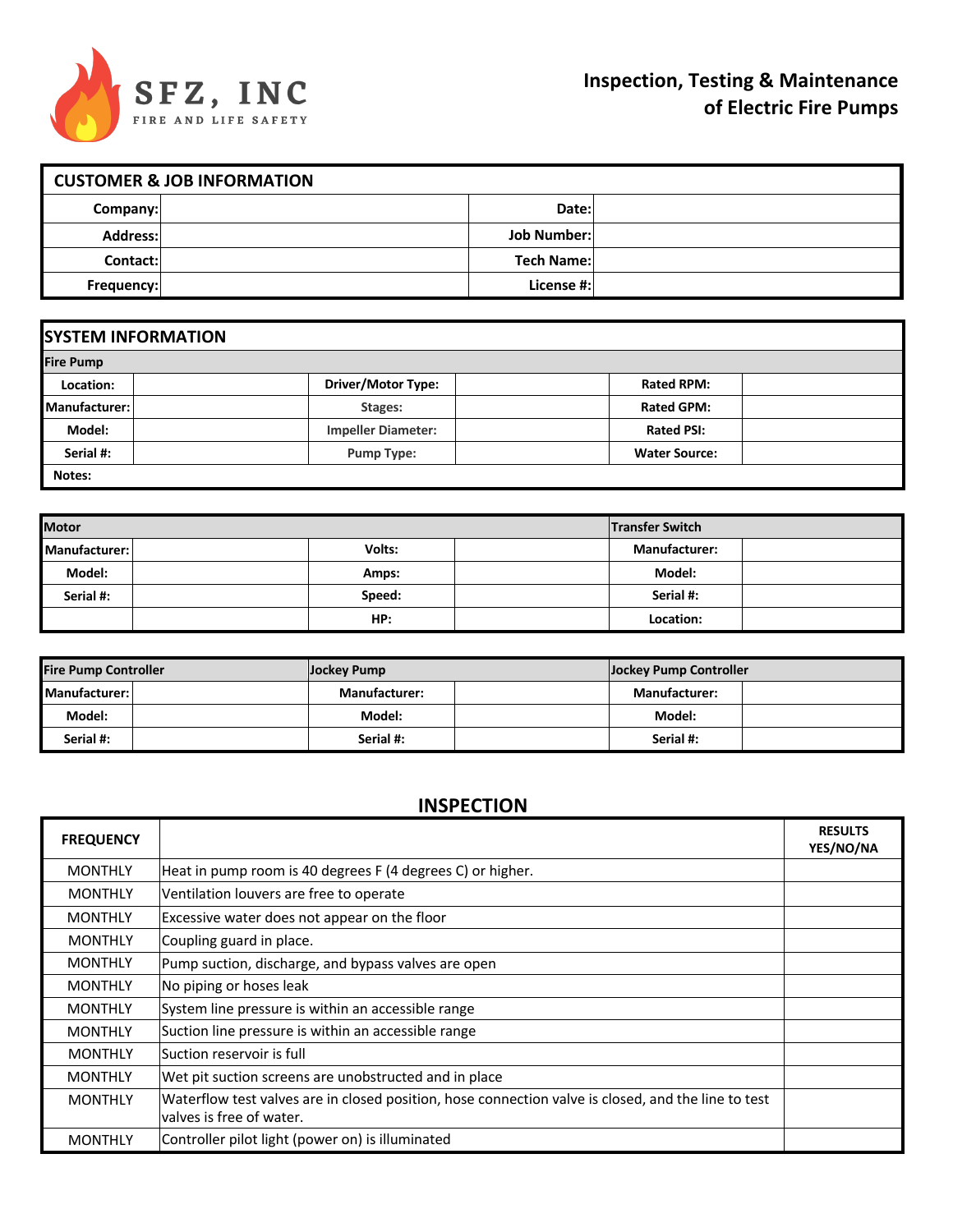**SFZ, INC**
FIRE AND LIFE SAFETY

# Inspection, Testing & Maintenance of Electric Fire Pumps

## CUSTOMER & JOB INFORMATION

| | | | |
|---|---|---|---|
| **Company:** | | **Date:** | |
| **Address:** | | **Job Number:** | |
| **Contact:** | | **Tech Name:** | |
| **Frequency:** | | **License #:** | |

## SYSTEM INFORMATION

**Fire Pump**

| | | | | | |
|---|---|---|---|---|---|
| **Location:** | | **Driver/Motor Type:** | | **Rated RPM:** | |
| **Manufacturer:** | | **Stages:** | | **Rated GPM:** | |
| **Model:** | | **Impeller Diameter:** | | **Rated PSI:** | |
| **Serial #:** | | **Pump Type:** | | **Water Source:** | |
| **Notes:** | | | | | |

| **Motor** | | | | **Transfer Switch** | |
|---|---|---|---|---|---|
| **Manufacturer:** | | **Volts:** | | **Manufacturer:** | |
| **Model:** | | **Amps:** | | **Model:** | |
| **Serial #:** | | **Speed:** | | **Serial #:** | |
| | | **HP:** | | **Location:** | |

| **Fire Pump Controller** | | **Jockey Pump** | | **Jockey Pump Controller** | |
|---|---|---|---|---|---|
| **Manufacturer:** | | **Manufacturer:** | | **Manufacturer:** | |
| **Model:** | | **Model:** | | **Model:** | |
| **Serial #:** | | **Serial #:** | | **Serial #:** | |

## INSPECTION

| **FREQUENCY** | | **RESULTS YES/NO/NA** |
|---|---|---|
| MONTHLY | Heat in pump room is 40 degrees F (4 degrees C) or higher. | |
| MONTHLY | Ventilation louvers are free to operate | |
| MONTHLY | Excessive water does not appear on the floor | |
| MONTHLY | Coupling guard in place. | |
| MONTHLY | Pump suction, discharge, and bypass valves are open | |
| MONTHLY | No piping or hoses leak | |
| MONTHLY | System line pressure is within an accessible range | |
| MONTHLY | Suction line pressure is within an accessible range | |
| MONTHLY | Suction reservoir is full | |
| MONTHLY | Wet pit suction screens are unobstructed and in place | |
| MONTHLY | Waterflow test valves are in closed position, hose connection valve is closed, and the line to test valves is free of water. | |
| MONTHLY | Controller pilot light (power on) is illuminated | |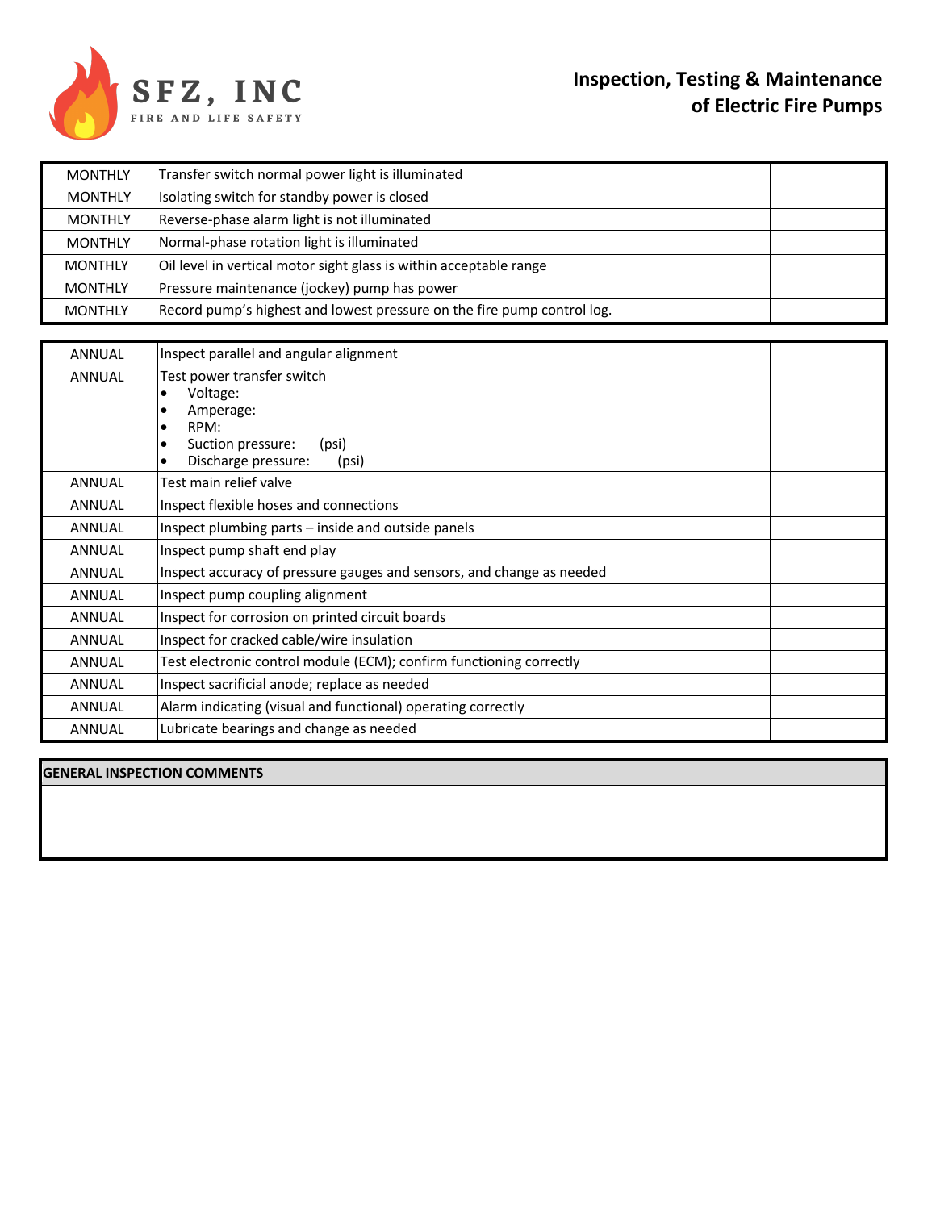**SFZ, INC**
FIRE AND LIFE SAFETY

## Inspection, Testing & Maintenance of Electric Fire Pumps

| | | |
|---|---|---|
| MONTHLY | Transfer switch normal power light is illuminated | |
| MONTHLY | Isolating switch for standby power is closed | |
| MONTHLY | Reverse-phase alarm light is not illuminated | |
| MONTHLY | Normal-phase rotation light is illuminated | |
| MONTHLY | Oil level in vertical motor sight glass is within acceptable range | |
| MONTHLY | Pressure maintenance (jockey) pump has power | |
| MONTHLY | Record pump’s highest and lowest pressure on the fire pump control log. | |

| | | |
|---|---|---|
| ANNUAL | Inspect parallel and angular alignment | |
| ANNUAL | Test power transfer switch<br>• Voltage:<br>• Amperage:<br>• RPM:<br>• Suction pressure: (psi)<br>• Discharge pressure: (psi) | |
| ANNUAL | Test main relief valve | |
| ANNUAL | Inspect flexible hoses and connections | |
| ANNUAL | Inspect plumbing parts – inside and outside panels | |
| ANNUAL | Inspect pump shaft end play | |
| ANNUAL | Inspect accuracy of pressure gauges and sensors, and change as needed | |
| ANNUAL | Inspect pump coupling alignment | |
| ANNUAL | Inspect for corrosion on printed circuit boards | |
| ANNUAL | Inspect for cracked cable/wire insulation | |
| ANNUAL | Test electronic control module (ECM); confirm functioning correctly | |
| ANNUAL | Inspect sacrificial anode; replace as needed | |
| ANNUAL | Alarm indicating (visual and functional) operating correctly | |
| ANNUAL | Lubricate bearings and change as needed | |

| GENERAL INSPECTION COMMENTS |
|---|
| |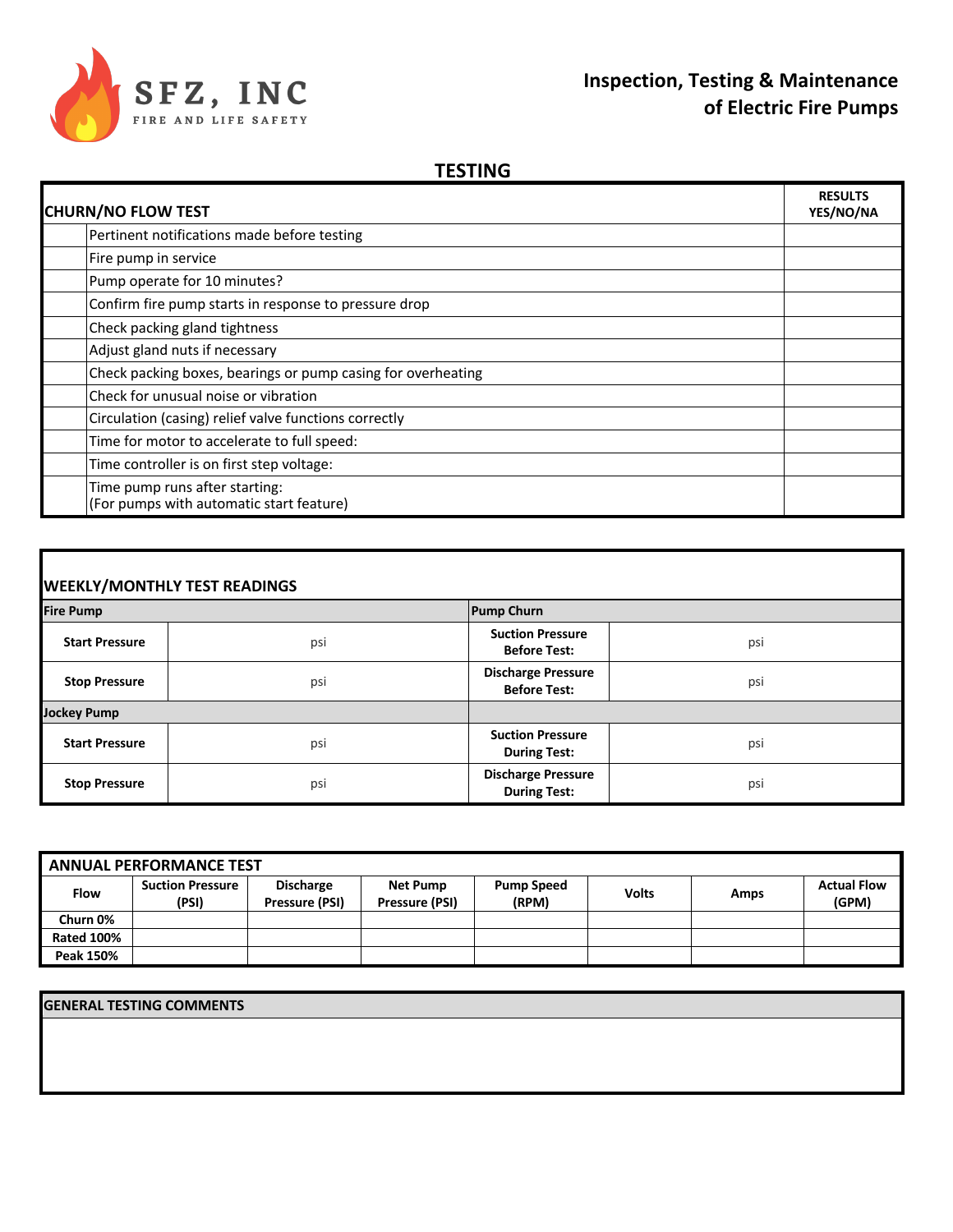SFZ, INC
FIRE AND LIFE SAFETY

**Inspection, Testing & Maintenance of Electric Fire Pumps**

## TESTING

| | CHURN/NO FLOW TEST | RESULTS YES/NO/NA |
|---|---|---|
| | Pertinent notifications made before testing | |
| | Fire pump in service | |
| | Pump operate for 10 minutes? | |
| | Confirm fire pump starts in response to pressure drop | |
| | Check packing gland tightness | |
| | Adjust gland nuts if necessary | |
| | Check packing boxes, bearings or pump casing for overheating | |
| | Check for unusual noise or vibration | |
| | Circulation (casing) relief valve functions correctly | |
| | Time for motor to accelerate to full speed: | |
| | Time controller is on first step voltage: | |
| | Time pump runs after starting:<br>(For pumps with automatic start feature) | |

**WEEKLY/MONTHLY TEST READINGS**

| Fire Pump | | Pump Churn | |
|---|---|---|---|
| **Start Pressure** | psi | **Suction Pressure Before Test:** | psi |
| **Stop Pressure** | psi | **Discharge Pressure Before Test:** | psi |
| **Jockey Pump** | | | |
| **Start Pressure** | psi | **Suction Pressure During Test:** | psi |
| **Stop Pressure** | psi | **Discharge Pressure During Test:** | psi |

**ANNUAL PERFORMANCE TEST**

| Flow | Suction Pressure (PSI) | Discharge Pressure (PSI) | Net Pump Pressure (PSI) | Pump Speed (RPM) | Volts | Amps | Actual Flow (GPM) |
|---|---|---|---|---|---|---|---|
| Churn 0% | | | | | | | |
| Rated 100% | | | | | | | |
| Peak 150% | | | | | | | |

**GENERAL TESTING COMMENTS**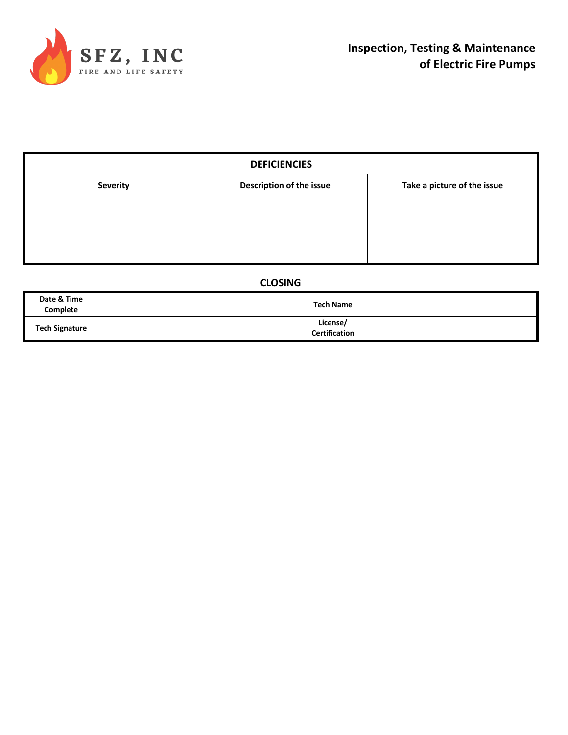SFZ, INC
FIRE AND LIFE SAFETY

**Inspection, Testing & Maintenance of Electric Fire Pumps**

| DEFICIENCIES | | |
| --- | --- | --- |
| **Severity** | **Description of the issue** | **Take a picture of the issue** |
| | | |

## CLOSING

| | | | |
| --- | --- | --- | --- |
| **Date & Time Complete** | | **Tech Name** | |
| **Tech Signature** | | **License/ Certification** | |